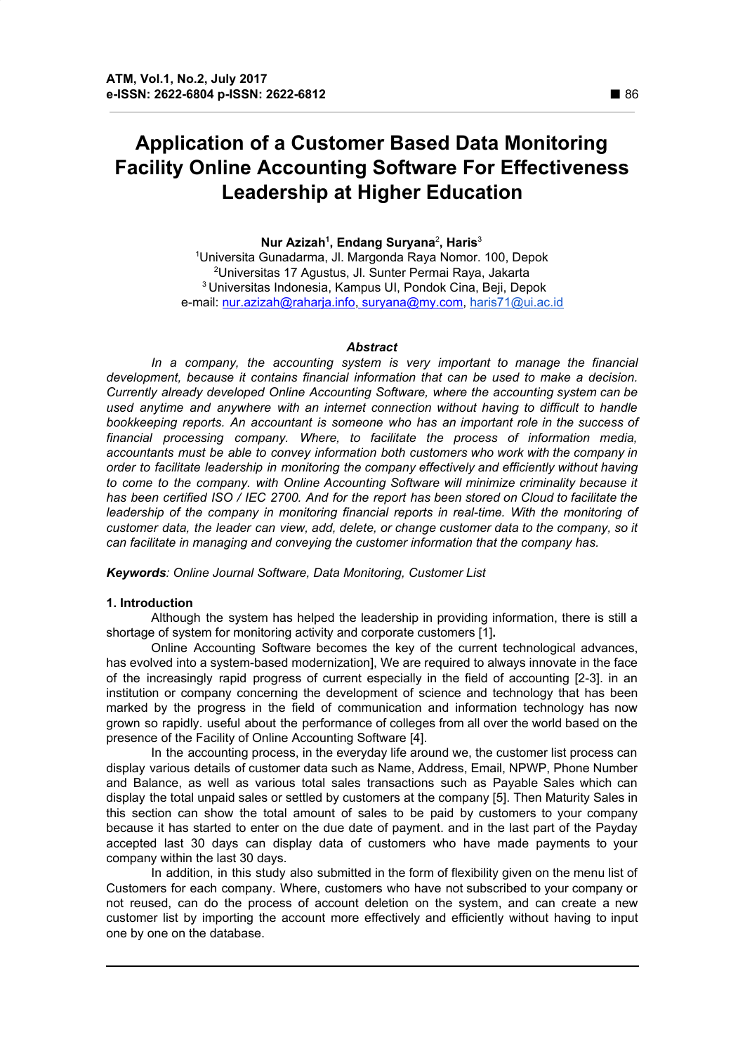# Application of a Customer Based Data Monitoring Facility Online Accounting Software For Effectiveness Leadership at Higher Education

**Nur Azizah[1], Endang Suryana[2], Haris[3]**

[1]Universita Gunadarma, Jl. Margonda Raya Nomor. 100, Depok
[2]Universitas 17 Agustus, Jl. Sunter Permai Raya, Jakarta
[3]Universitas Indonesia, Kampus UI, Pondok Cina, Beji, Depok
e-mail: nur.azizah@raharja.info, suryana@my.com, haris71@ui.ac.id

### *Abstract*

*In a company, the accounting system is very important to manage the financial development, because it contains financial information that can be used to make a decision. Currently already developed Online Accounting Software, where the accounting system can be used anytime and anywhere with an internet connection without having to difficult to handle bookkeeping reports. An accountant is someone who has an important role in the success of financial processing company. Where, to facilitate the process of information media, accountants must be able to convey information both customers who work with the company in order to facilitate leadership in monitoring the company effectively and efficiently without having to come to the company. with Online Accounting Software will minimize criminality because it has been certified ISO / IEC 2700. And for the report has been stored on Cloud to facilitate the leadership of the company in monitoring financial reports in real-time. With the monitoring of customer data, the leader can view, add, delete, or change customer data to the company, so it can facilitate in managing and conveying the customer information that the company has.*

***Keywords**: Online Journal Software, Data Monitoring, Customer List*

## 1. Introduction

Although the system has helped the leadership in providing information, there is still a shortage of system for monitoring activity and corporate customers [1]**.**

Online Accounting Software becomes the key of the current technological advances, has evolved into a system-based modernization], We are required to always innovate in the face of the increasingly rapid progress of current especially in the field of accounting [2-3]. in an institution or company concerning the development of science and technology that has been marked by the progress in the field of communication and information technology has now grown so rapidly. useful about the performance of colleges from all over the world based on the presence of the Facility of Online Accounting Software [4].

In the accounting process, in the everyday life around we, the customer list process can display various details of customer data such as Name, Address, Email, NPWP, Phone Number and Balance, as well as various total sales transactions such as Payable Sales which can display the total unpaid sales or settled by customers at the company [5]. Then Maturity Sales in this section can show the total amount of sales to be paid by customers to your company because it has started to enter on the due date of payment. and in the last part of the Payday accepted last 30 days can display data of customers who have made payments to your company within the last 30 days.

In addition, in this study also submitted in the form of flexibility given on the menu list of Customers for each company. Where, customers who have not subscribed to your company or not reused, can do the process of account deletion on the system, and can create a new customer list by importing the account more effectively and efficiently without having to input one by one on the database.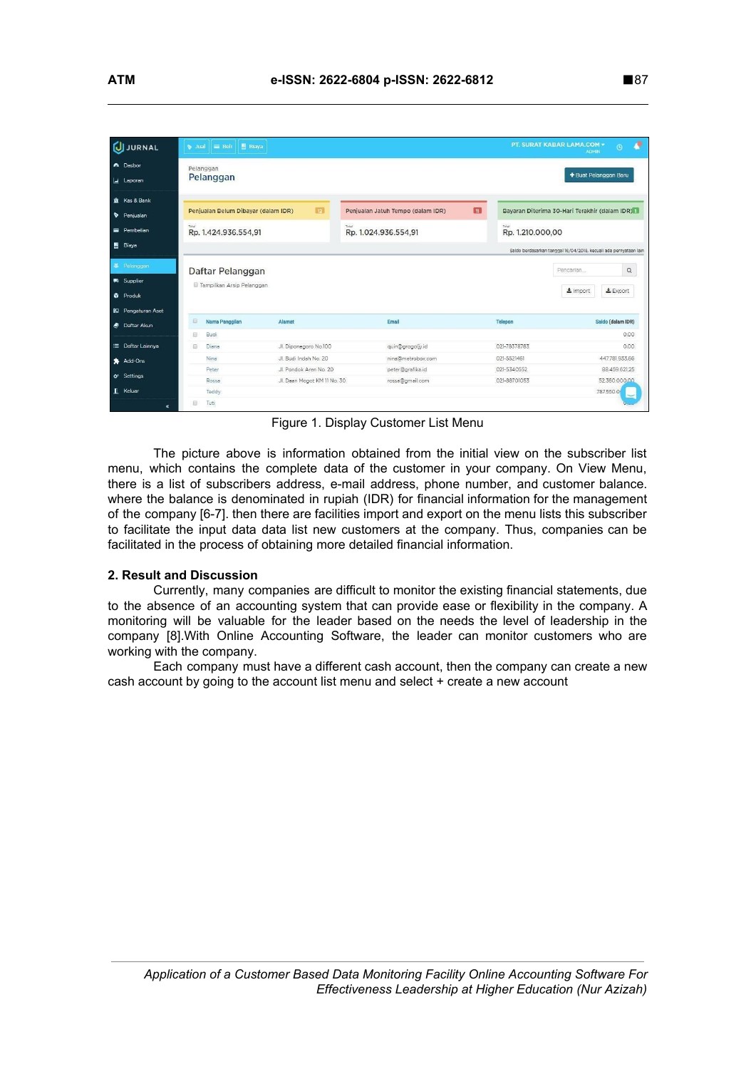Figure 1. Display Customer List Menu

The picture above is information obtained from the initial view on the subscriber list menu, which contains the complete data of the customer in your company. On View Menu, there is a list of subscribers address, e-mail address, phone number, and customer balance. where the balance is denominated in rupiah (IDR) for financial information for the management of the company [6-7]. then there are facilities import and export on the menu lists this subscriber to facilitate the input data data list new customers at the company. Thus, companies can be facilitated in the process of obtaining more detailed financial information.

## 2. Result and Discussion

Currently, many companies are difficult to monitor the existing financial statements, due to the absence of an accounting system that can provide ease or flexibility in the company. A monitoring will be valuable for the leader based on the needs the level of leadership in the company [8].With Online Accounting Software, the leader can monitor customers who are working with the company.

Each company must have a different cash account, then the company can create a new cash account by going to the account list menu and select + create a new account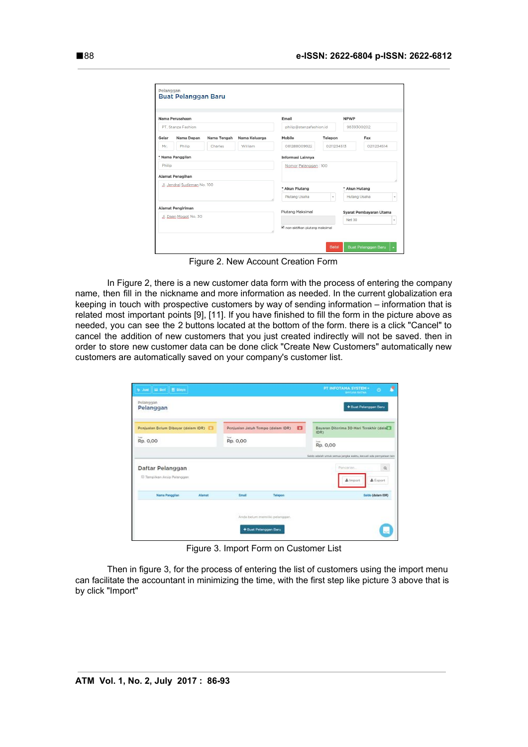Figure 2. New Account Creation Form

In Figure 2, there is a new customer data form with the process of entering the company name, then fill in the nickname and more information as needed. In the current globalization era keeping in touch with prospective customers by way of sending information – information that is related most important points [9], [11]. If you have finished to fill the form in the picture above as needed, you can see the 2 buttons located at the bottom of the form. there is a click "Cancel" to cancel the addition of new customers that you just created indirectly will not be saved. then in order to store new customer data can be done click "Create New Customers" automatically new customers are automatically saved on your company's customer list.

Figure 3. Import Form on Customer List

Then in figure 3, for the process of entering the list of customers using the import menu can facilitate the accountant in minimizing the time, with the first step like picture 3 above that is by click "Import"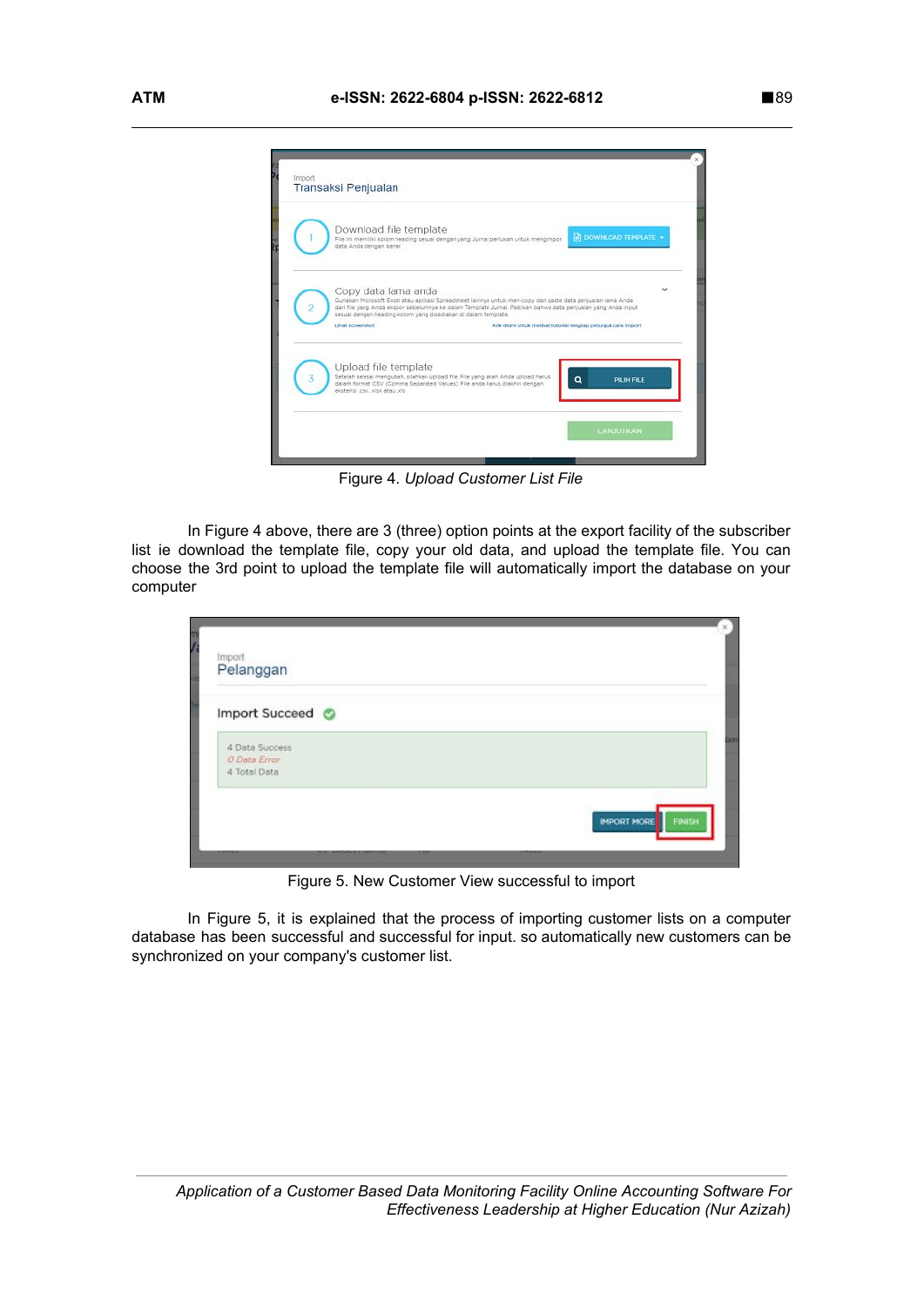Figure 4. *Upload Customer List File*

In Figure 4 above, there are 3 (three) option points at the export facility of the subscriber list ie download the template file, copy your old data, and upload the template file. You can choose the 3rd point to upload the template file will automatically import the database on your computer

Figure 5. New Customer View successful to import

In Figure 5, it is explained that the process of importing customer lists on a computer database has been successful and successful for input. so automatically new customers can be synchronized on your company's customer list.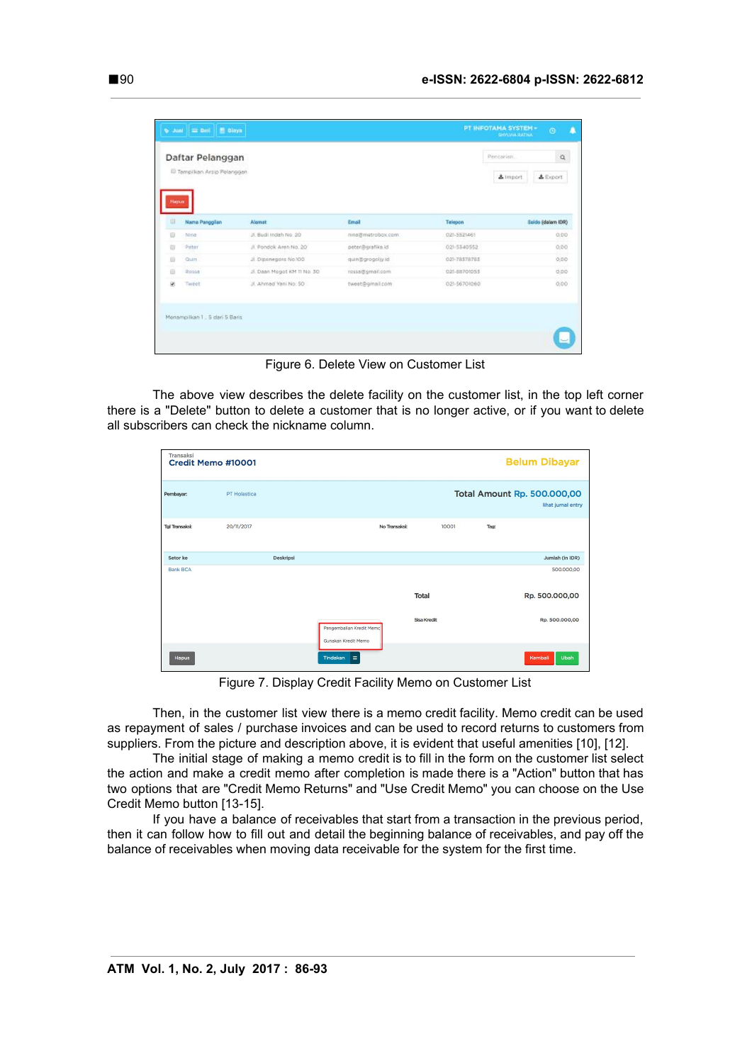Figure 6. Delete View on Customer List

The above view describes the delete facility on the customer list, in the top left corner there is a "Delete" button to delete a customer that is no longer active, or if you want to delete all subscribers can check the nickname column.

Figure 7. Display Credit Facility Memo on Customer List

Then, in the customer list view there is a memo credit facility. Memo credit can be used as repayment of sales / purchase invoices and can be used to record returns to customers from suppliers. From the picture and description above, it is evident that useful amenities [10], [12].

The initial stage of making a memo credit is to fill in the form on the customer list select the action and make a credit memo after completion is made there is a "Action" button that has two options that are "Credit Memo Returns" and "Use Credit Memo" you can choose on the Use Credit Memo button [13-15].

If you have a balance of receivables that start from a transaction in the previous period, then it can follow how to fill out and detail the beginning balance of receivables, and pay off the balance of receivables when moving data receivable for the system for the first time.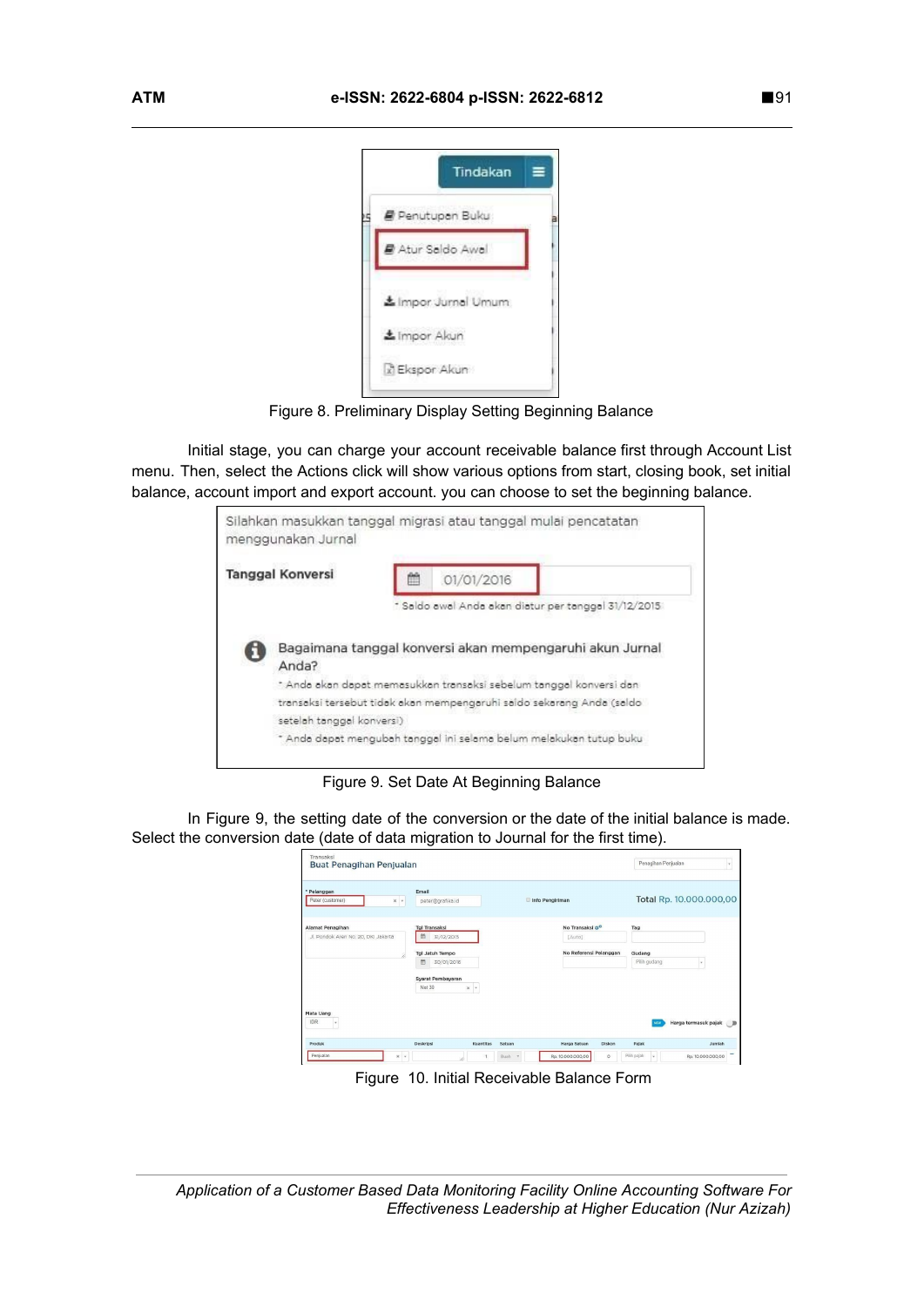Figure 8. Preliminary Display Setting Beginning Balance

Initial stage, you can charge your account receivable balance first through Account List menu. Then, select the Actions click will show various options from start, closing book, set initial balance, account import and export account. you can choose to set the beginning balance.

Figure 9. Set Date At Beginning Balance

In Figure 9, the setting date of the conversion or the date of the initial balance is made. Select the conversion date (date of data migration to Journal for the first time).

Figure 10. Initial Receivable Balance Form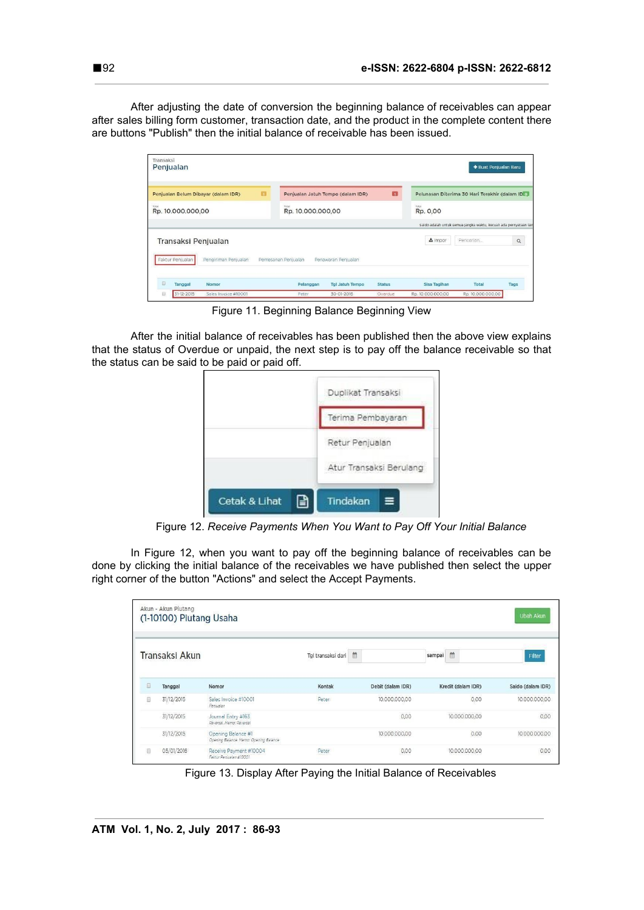After adjusting the date of conversion the beginning balance of receivables can appear after sales billing form customer, transaction date, and the product in the complete content there are buttons "Publish" then the initial balance of receivable has been issued.

Figure 11. Beginning Balance Beginning View

After the initial balance of receivables has been published then the above view explains that the status of Overdue or unpaid, the next step is to pay off the balance receivable so that the status can be said to be paid or paid off.

Figure 12. *Receive Payments When You Want to Pay Off Your Initial Balance*

In Figure 12, when you want to pay off the beginning balance of receivables can be done by clicking the initial balance of the receivables we have published then select the upper right corner of the button "Actions" and select the Accept Payments.

Figure 13. Display After Paying the Initial Balance of Receivables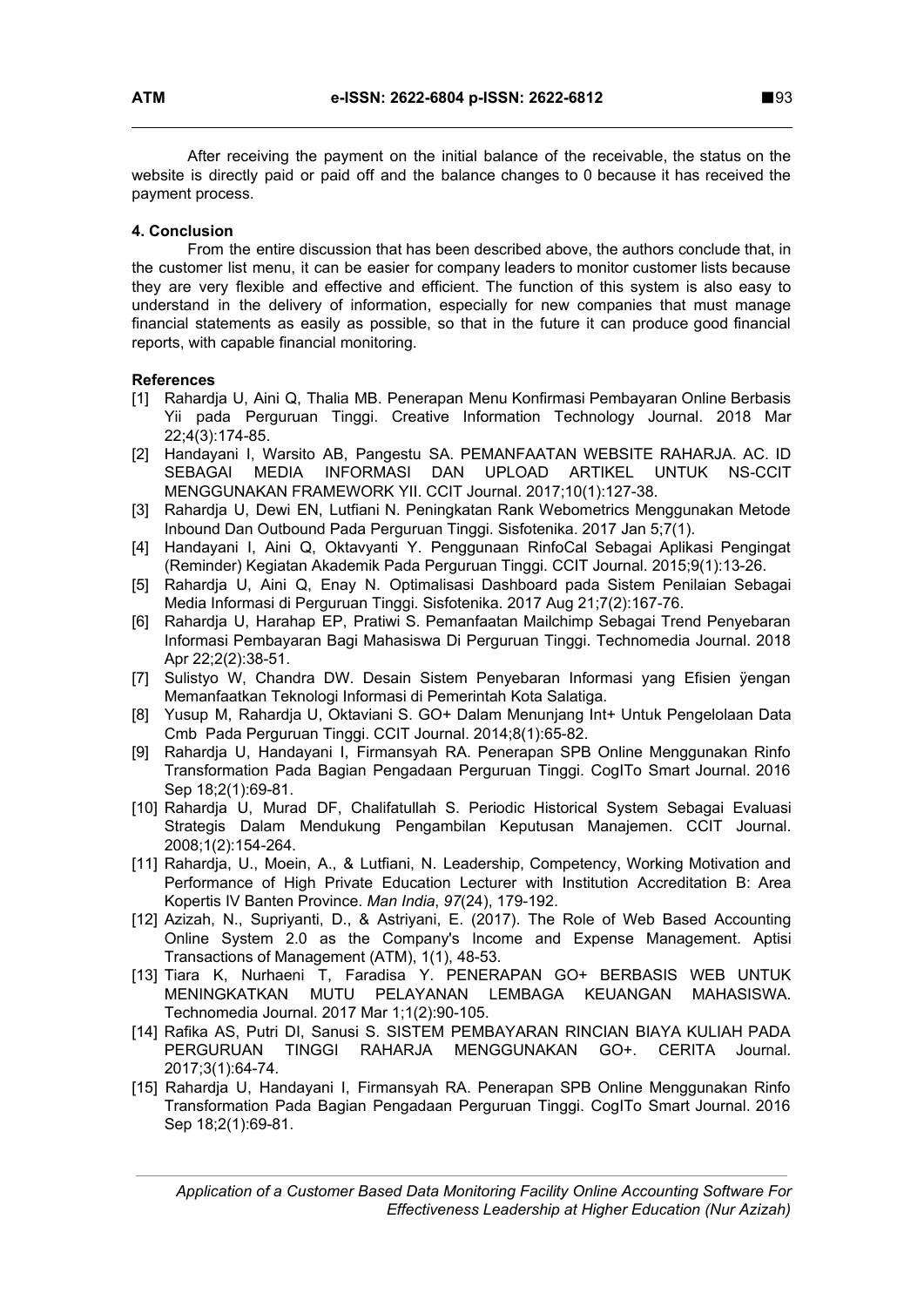After receiving the payment on the initial balance of the receivable, the status on the website is directly paid or paid off and the balance changes to 0 because it has received the payment process.

## 4. Conclusion

From the entire discussion that has been described above, the authors conclude that, in the customer list menu, it can be easier for company leaders to monitor customer lists because they are very flexible and effective and efficient. The function of this system is also easy to understand in the delivery of information, especially for new companies that must manage financial statements as easily as possible, so that in the future it can produce good financial reports, with capable financial monitoring.

## References

[1] Rahardja U, Aini Q, Thalia MB. Penerapan Menu Konfirmasi Pembayaran Online Berbasis Yii pada Perguruan Tinggi. Creative Information Technology Journal. 2018 Mar 22;4(3):174-85.

[2] Handayani I, Warsito AB, Pangestu SA. PEMANFAATAN WEBSITE RAHARJA. AC. ID SEBAGAI MEDIA INFORMASI DAN UPLOAD ARTIKEL UNTUK NS-CCIT MENGGUNAKAN FRAMEWORK YII. CCIT Journal. 2017;10(1):127-38.

[3] Rahardja U, Dewi EN, Lutfiani N. Peningkatan Rank Webometrics Menggunakan Metode Inbound Dan Outbound Pada Perguruan Tinggi. Sisfotenika. 2017 Jan 5;7(1).

[4] Handayani I, Aini Q, Oktavyanti Y. Penggunaan RinfoCal Sebagai Aplikasi Pengingat (Reminder) Kegiatan Akademik Pada Perguruan Tinggi. CCIT Journal. 2015;9(1):13-26.

[5] Rahardja U, Aini Q, Enay N. Optimalisasi Dashboard pada Sistem Penilaian Sebagai Media Informasi di Perguruan Tinggi. Sisfotenika. 2017 Aug 21;7(2):167-76.

[6] Rahardja U, Harahap EP, Pratiwi S. Pemanfaatan Mailchimp Sebagai Trend Penyebaran Informasi Pembayaran Bagi Mahasiswa Di Perguruan Tinggi. Technomedia Journal. 2018 Apr 22;2(2):38-51.

[7] Sulistyo W, Chandra DW. Desain Sistem Penyebaran Informasi yang Efisien ÿengan Memanfaatkan Teknologi Informasi di Pemerintah Kota Salatiga.

[8] Yusup M, Rahardja U, Oktaviani S. GO+ Dalam Menunjang Int+ Untuk Pengelolaan Data Cmb Pada Perguruan Tinggi. CCIT Journal. 2014;8(1):65-82.

[9] Rahardja U, Handayani I, Firmansyah RA. Penerapan SPB Online Menggunakan Rinfo Transformation Pada Bagian Pengadaan Perguruan Tinggi. CogITo Smart Journal. 2016 Sep 18;2(1):69-81.

[10] Rahardja U, Murad DF, Chalifatullah S. Periodic Historical System Sebagai Evaluasi Strategis Dalam Mendukung Pengambilan Keputusan Manajemen. CCIT Journal. 2008;1(2):154-264.

[11] Rahardja, U., Moein, A., & Lutfiani, N. Leadership, Competency, Working Motivation and Performance of High Private Education Lecturer with Institution Accreditation B: Area Kopertis IV Banten Province. *Man India*, *97*(24), 179-192.

[12] Azizah, N., Supriyanti, D., & Astriyani, E. (2017). The Role of Web Based Accounting Online System 2.0 as the Company's Income and Expense Management. Aptisi Transactions of Management (ATM), 1(1), 48-53.

[13] Tiara K, Nurhaeni T, Faradisa Y. PENERAPAN GO+ BERBASIS WEB UNTUK MENINGKATKAN MUTU PELAYANAN LEMBAGA KEUANGAN MAHASISWA. Technomedia Journal. 2017 Mar 1;1(2):90-105.

[14] Rafika AS, Putri DI, Sanusi S. SISTEM PEMBAYARAN RINCIAN BIAYA KULIAH PADA PERGURUAN TINGGI RAHARJA MENGGUNAKAN GO+. CERITA Journal. 2017;3(1):64-74.

[15] Rahardja U, Handayani I, Firmansyah RA. Penerapan SPB Online Menggunakan Rinfo Transformation Pada Bagian Pengadaan Perguruan Tinggi. CogITo Smart Journal. 2016 Sep 18;2(1):69-81.